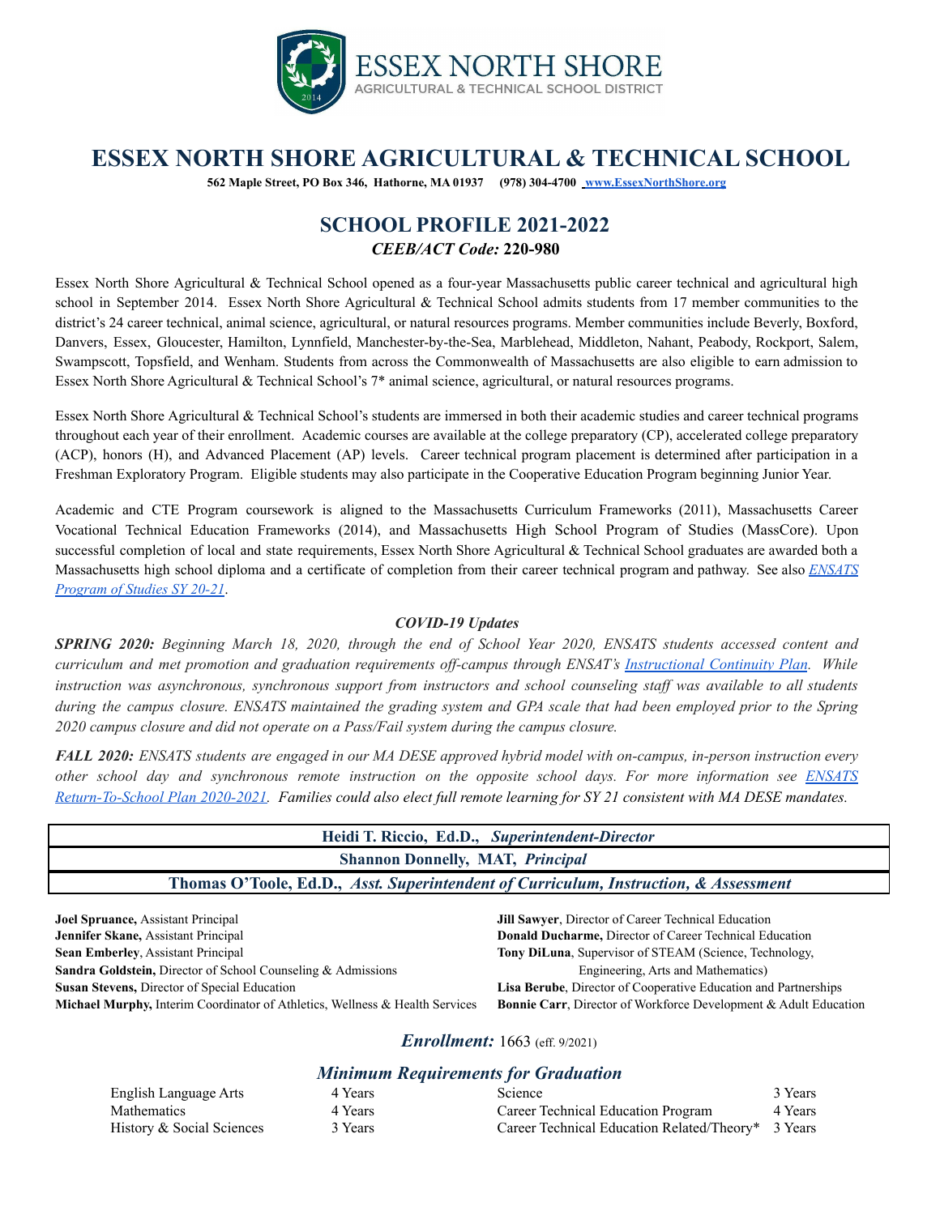# ESSEX NORTH SHORE AGRICULTURAL & TECHNICAL SCHOOL

**562 Maple Street, PO Box 346, Hathorne, MA 01937 (978) 304-4700 www.EssexNorthShore.org**

## SCHOOL PROFILE 2021-2022

***CEEB/ACT Code:* 220-980**

Essex North Shore Agricultural & Technical School opened as a four-year Massachusetts public career technical and agricultural high school in September 2014. Essex North Shore Agricultural & Technical School admits students from 17 member communities to the district's 24 career technical, animal science, agricultural, or natural resources programs. Member communities include Beverly, Boxford, Danvers, Essex, Gloucester, Hamilton, Lynnfield, Manchester-by-the-Sea, Marblehead, Middleton, Nahant, Peabody, Rockport, Salem, Swampscott, Topsfield, and Wenham. Students from across the Commonwealth of Massachusetts are also eligible to earn admission to Essex North Shore Agricultural & Technical School's 7* animal science, agricultural, or natural resources programs.

Essex North Shore Agricultural & Technical School's students are immersed in both their academic studies and career technical programs throughout each year of their enrollment. Academic courses are available at the college preparatory (CP), accelerated college preparatory (ACP), honors (H), and Advanced Placement (AP) levels. Career technical program placement is determined after participation in a Freshman Exploratory Program. Eligible students may also participate in the Cooperative Education Program beginning Junior Year.

Academic and CTE Program coursework is aligned to the Massachusetts Curriculum Frameworks (2011), Massachusetts Career Vocational Technical Education Frameworks (2014), and Massachusetts High School Program of Studies (MassCore). Upon successful completion of local and state requirements, Essex North Shore Agricultural & Technical School graduates are awarded both a Massachusetts high school diploma and a certificate of completion from their career technical program and pathway. See also *ENSATS Program of Studies SY 20-21*.

### *COVID-19 Updates*

***SPRING 2020:*** *Beginning March 18, 2020, through the end of School Year 2020, ENSATS students accessed content and curriculum and met promotion and graduation requirements off-campus through ENSAT's Instructional Continuity Plan. While instruction was asynchronous, synchronous support from instructors and school counseling staff was available to all students during the campus closure. ENSATS maintained the grading system and GPA scale that had been employed prior to the Spring 2020 campus closure and did not operate on a Pass/Fail system during the campus closure.*

***FALL 2020:*** *ENSATS students are engaged in our MA DESE approved hybrid model with on-campus, in-person instruction every other school day and synchronous remote instruction on the opposite school days. For more information see ENSATS Return-To-School Plan 2020-2021. Families could also elect full remote learning for SY 21 consistent with MA DESE mandates.*

**Heidi T. Riccio, Ed.D.,** ***Superintendent-Director***

**Shannon Donnelly, MAT,** ***Principal***

**Thomas O'Toole, Ed.D.,** ***Asst. Superintendent of Curriculum, Instruction, & Assessment***

**Joel Spruance,** Assistant Principal
**Jennifer Skane,** Assistant Principal
**Sean Emberley**, Assistant Principal
**Sandra Goldstein,** Director of School Counseling & Admissions
**Susan Stevens,** Director of Special Education
**Michael Murphy,** Interim Coordinator of Athletics, Wellness & Health Services
**Jill Sawyer**, Director of Career Technical Education
**Donald Ducharme,** Director of Career Technical Education
**Tony DiLuna**, Supervisor of STEAM (Science, Technology, Engineering, Arts and Mathematics)
**Lisa Berube**, Director of Cooperative Education and Partnerships
**Bonnie Carr**, Director of Workforce Development & Adult Education

### ***Enrollment:*** 1663 (eff. 9/2021)

### *Minimum Requirements for Graduation*

| | | | |
|---|---|---|---|
| English Language Arts | 4 Years | Science | 3 Years |
| Mathematics | 4 Years | Career Technical Education Program | 4 Years |
| History & Social Sciences | 3 Years | Career Technical Education Related/Theory* | 3 Years |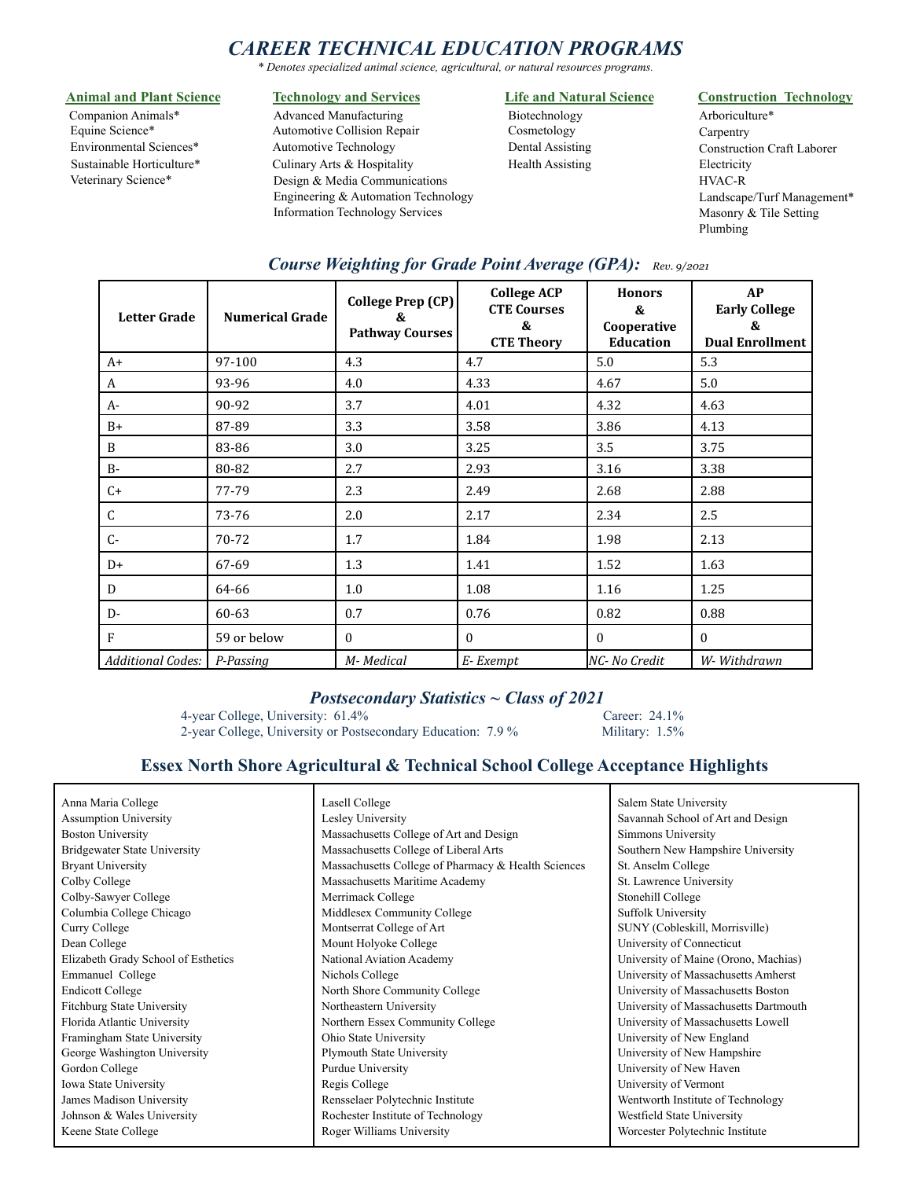# *CAREER TECHNICAL EDUCATION PROGRAMS*

*\* Denotes specialized animal science, agricultural, or natural resources programs.*

**Animal and Plant Science**

- Companion Animals*
- Equine Science*
- Environmental Sciences*
- Sustainable Horticulture*
- Veterinary Science*

**Technology and Services**

- Advanced Manufacturing
- Automotive Collision Repair
- Automotive Technology
- Culinary Arts & Hospitality
- Design & Media Communications
- Engineering & Automation Technology
- Information Technology Services

**Life and Natural Science**

- Biotechnology
- Cosmetology
- Dental Assisting
- Health Assisting

**Construction Technology**

- Arboriculture*
- Carpentry
- Construction Craft Laborer
- Electricity
- HVAC-R
- Landscape/Turf Management*
- Masonry & Tile Setting
- Plumbing

## *Course Weighting for Grade Point Average (GPA):* *Rev. 9/2021*

| Letter Grade | Numerical Grade | College Prep (CP) & Pathway Courses | College ACP CTE Courses & CTE Theory | Honors & Cooperative Education | AP Early College & Dual Enrollment |
|---|---|---|---|---|---|
| A+ | 97-100 | 4.3 | 4.7 | 5.0 | 5.3 |
| A | 93-96 | 4.0 | 4.33 | 4.67 | 5.0 |
| A- | 90-92 | 3.7 | 4.01 | 4.32 | 4.63 |
| B+ | 87-89 | 3.3 | 3.58 | 3.86 | 4.13 |
| B | 83-86 | 3.0 | 3.25 | 3.5 | 3.75 |
| B- | 80-82 | 2.7 | 2.93 | 3.16 | 3.38 |
| C+ | 77-79 | 2.3 | 2.49 | 2.68 | 2.88 |
| C | 73-76 | 2.0 | 2.17 | 2.34 | 2.5 |
| C- | 70-72 | 1.7 | 1.84 | 1.98 | 2.13 |
| D+ | 67-69 | 1.3 | 1.41 | 1.52 | 1.63 |
| D | 64-66 | 1.0 | 1.08 | 1.16 | 1.25 |
| D- | 60-63 | 0.7 | 0.76 | 0.82 | 0.88 |
| F | 59 or below | 0 | 0 | 0 | 0 |
| *Additional Codes:* | *P-Passing* | *M- Medical* | *E- Exempt* | *NC- No Credit* | *W- Withdrawn* |

## *Postsecondary Statistics ~ Class of 2021*

4-year College, University: 61.4%
Career: 24.1%
2-year College, University or Postsecondary Education: 7.9 %
Military: 1.5%

## Essex North Shore Agricultural & Technical School College Acceptance Highlights

| | | |
|---|---|---|
| Anna Maria College | Lasell College | Salem State University |
| Assumption University | Lesley University | Savannah School of Art and Design |
| Boston University | Massachusetts College of Art and Design | Simmons University |
| Bridgewater State University | Massachusetts College of Liberal Arts | Southern New Hampshire University |
| Bryant University | Massachusetts College of Pharmacy & Health Sciences | St. Anselm College |
| Colby College | Massachusetts Maritime Academy | St. Lawrence University |
| Colby-Sawyer College | Merrimack College | Stonehill College |
| Columbia College Chicago | Middlesex Community College | Suffolk University |
| Curry College | Montserrat College of Art | SUNY (Cobleskill, Morrisville) |
| Dean College | Mount Holyoke College | University of Connecticut |
| Elizabeth Grady School of Esthetics | National Aviation Academy | University of Maine (Orono, Machias) |
| Emmanuel College | Nichols College | University of Massachusetts Amherst |
| Endicott College | North Shore Community College | University of Massachusetts Boston |
| Fitchburg State University | Northeastern University | University of Massachusetts Dartmouth |
| Florida Atlantic University | Northern Essex Community College | University of Massachusetts Lowell |
| Framingham State University | Ohio State University | University of New England |
| George Washington University | Plymouth State University | University of New Hampshire |
| Gordon College | Purdue University | University of New Haven |
| Iowa State University | Regis College | University of Vermont |
| James Madison University | Rensselaer Polytechnic Institute | Wentworth Institute of Technology |
| Johnson & Wales University | Rochester Institute of Technology | Westfield State University |
| Keene State College | Roger Williams University | Worcester Polytechnic Institute |